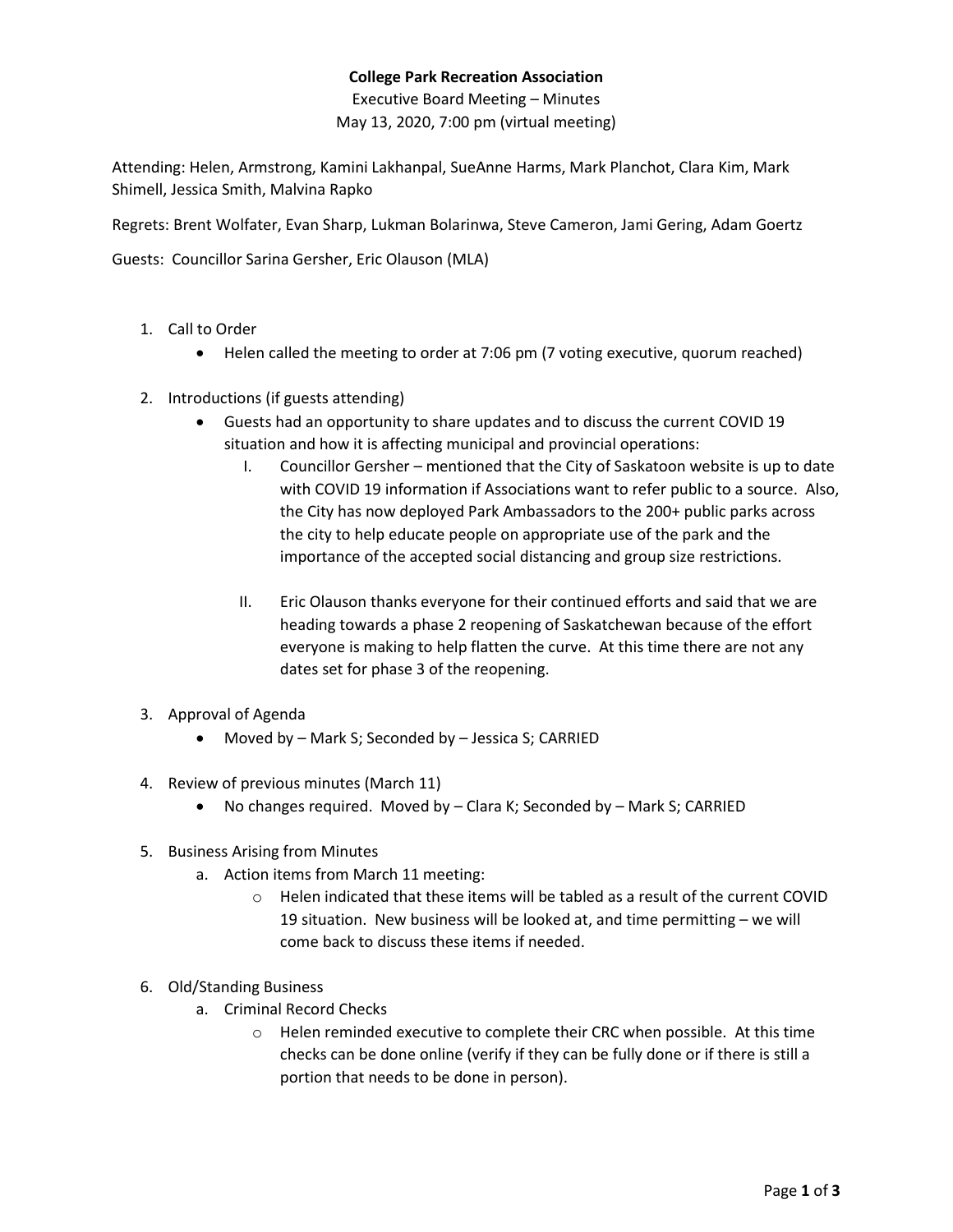**College Park Recreation Association**

Executive Board Meeting – Minutes

May 13, 2020, 7:00 pm (virtual meeting)

Attending: Helen, Armstrong, Kamini Lakhanpal, SueAnne Harms, Mark Planchot, Clara Kim, Mark Shimell, Jessica Smith, Malvina Rapko

Regrets: Brent Wolfater, Evan Sharp, Lukman Bolarinwa, Steve Cameron, Jami Gering, Adam Goertz

Guests: Councillor Sarina Gersher, Eric Olauson (MLA)

1. Call to Order
   - Helen called the meeting to order at 7:06 pm (7 voting executive, quorum reached)

2. Introductions (if guests attending)
   - Guests had an opportunity to share updates and to discuss the current COVID 19 situation and how it is affecting municipal and provincial operations:
     I. Councillor Gersher – mentioned that the City of Saskatoon website is up to date with COVID 19 information if Associations want to refer public to a source. Also, the City has now deployed Park Ambassadors to the 200+ public parks across the city to help educate people on appropriate use of the park and the importance of the accepted social distancing and group size restrictions.

     II. Eric Olauson thanks everyone for their continued efforts and said that we are heading towards a phase 2 reopening of Saskatchewan because of the effort everyone is making to help flatten the curve. At this time there are not any dates set for phase 3 of the reopening.

3. Approval of Agenda
   - Moved by – Mark S; Seconded by – Jessica S; CARRIED

4. Review of previous minutes (March 11)
   - No changes required. Moved by – Clara K; Seconded by – Mark S; CARRIED

5. Business Arising from Minutes
   a. Action items from March 11 meeting:
      - Helen indicated that these items will be tabled as a result of the current COVID 19 situation. New business will be looked at, and time permitting – we will come back to discuss these items if needed.

6. Old/Standing Business
   a. Criminal Record Checks
      - Helen reminded executive to complete their CRC when possible. At this time checks can be done online (verify if they can be fully done or if there is still a portion that needs to be done in person).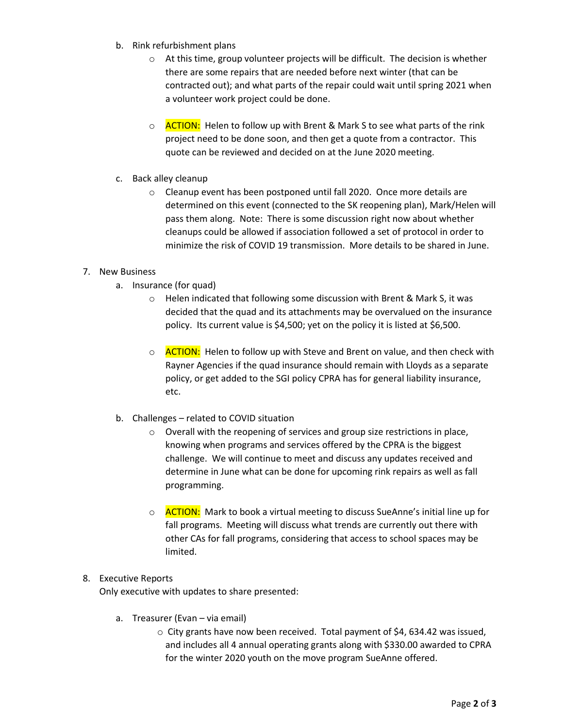b. Rink refurbishment plans

- At this time, group volunteer projects will be difficult. The decision is whether there are some repairs that are needed before next winter (that can be contracted out); and what parts of the repair could wait until spring 2021 when a volunteer work project could be done.

- ACTION: Helen to follow up with Brent & Mark S to see what parts of the rink project need to be done soon, and then get a quote from a contractor. This quote can be reviewed and decided on at the June 2020 meeting.

c. Back alley cleanup

- Cleanup event has been postponed until fall 2020. Once more details are determined on this event (connected to the SK reopening plan), Mark/Helen will pass them along. Note: There is some discussion right now about whether cleanups could be allowed if association followed a set of protocol in order to minimize the risk of COVID 19 transmission. More details to be shared in June.

7. New Business

a. Insurance (for quad)

- Helen indicated that following some discussion with Brent & Mark S, it was decided that the quad and its attachments may be overvalued on the insurance policy. Its current value is $4,500; yet on the policy it is listed at $6,500.

- ACTION: Helen to follow up with Steve and Brent on value, and then check with Rayner Agencies if the quad insurance should remain with Lloyds as a separate policy, or get added to the SGI policy CPRA has for general liability insurance, etc.

b. Challenges – related to COVID situation

- Overall with the reopening of services and group size restrictions in place, knowing when programs and services offered by the CPRA is the biggest challenge. We will continue to meet and discuss any updates received and determine in June what can be done for upcoming rink repairs as well as fall programming.

- ACTION: Mark to book a virtual meeting to discuss SueAnne's initial line up for fall programs. Meeting will discuss what trends are currently out there with other CAs for fall programs, considering that access to school spaces may be limited.

8. Executive Reports

Only executive with updates to share presented:

a. Treasurer (Evan – via email)

- City grants have now been received. Total payment of $4, 634.42 was issued, and includes all 4 annual operating grants along with $330.00 awarded to CPRA for the winter 2020 youth on the move program SueAnne offered.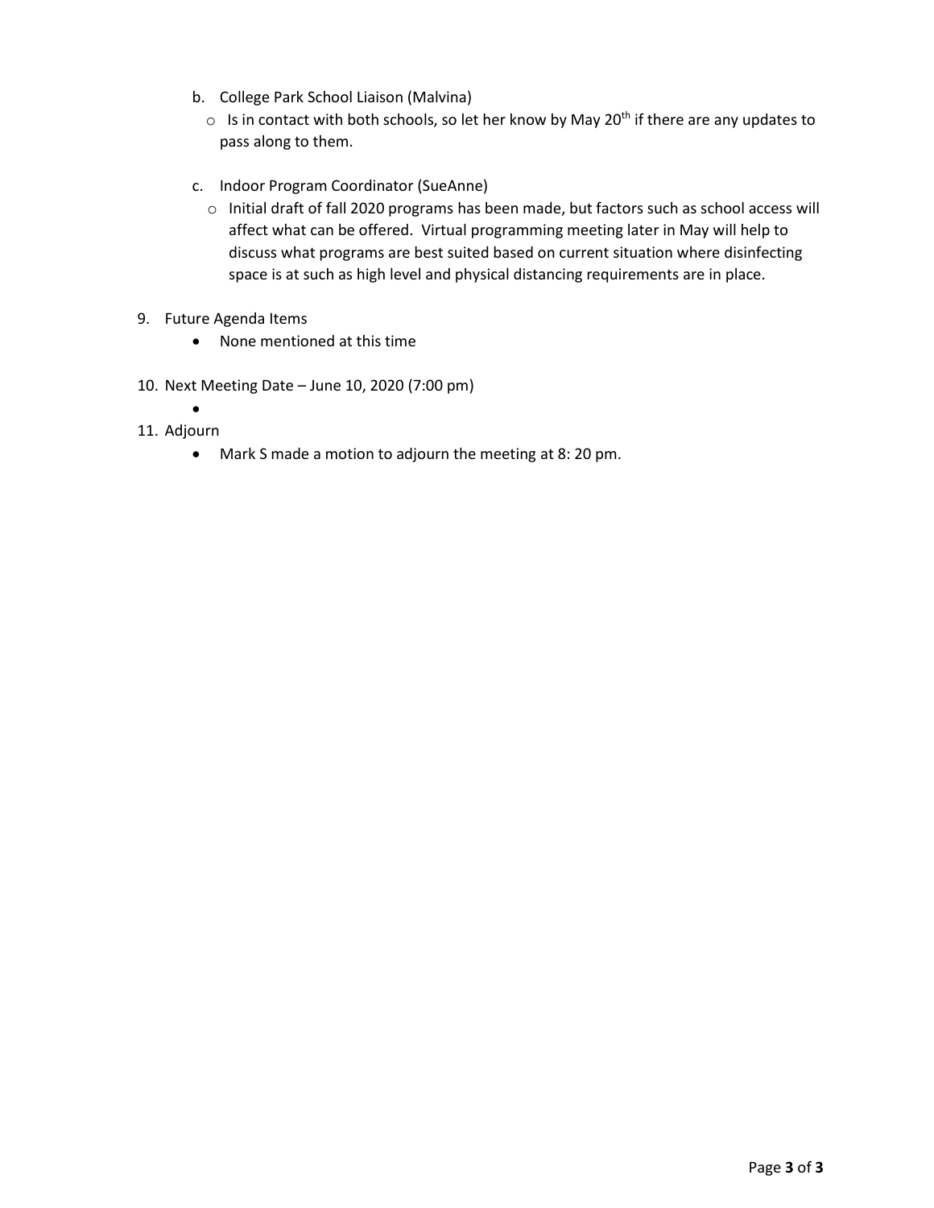b. College Park School Liaison (Malvina)
   - Is in contact with both schools, so let her know by May 20th if there are any updates to pass along to them.

c. Indoor Program Coordinator (SueAnne)
   - Initial draft of fall 2020 programs has been made, but factors such as school access will affect what can be offered. Virtual programming meeting later in May will help to discuss what programs are best suited based on current situation where disinfecting space is at such as high level and physical distancing requirements are in place.

9. Future Agenda Items
   - None mentioned at this time

10. Next Meeting Date – June 10, 2020 (7:00 pm)
   -

11. Adjourn
   - Mark S made a motion to adjourn the meeting at 8: 20 pm.